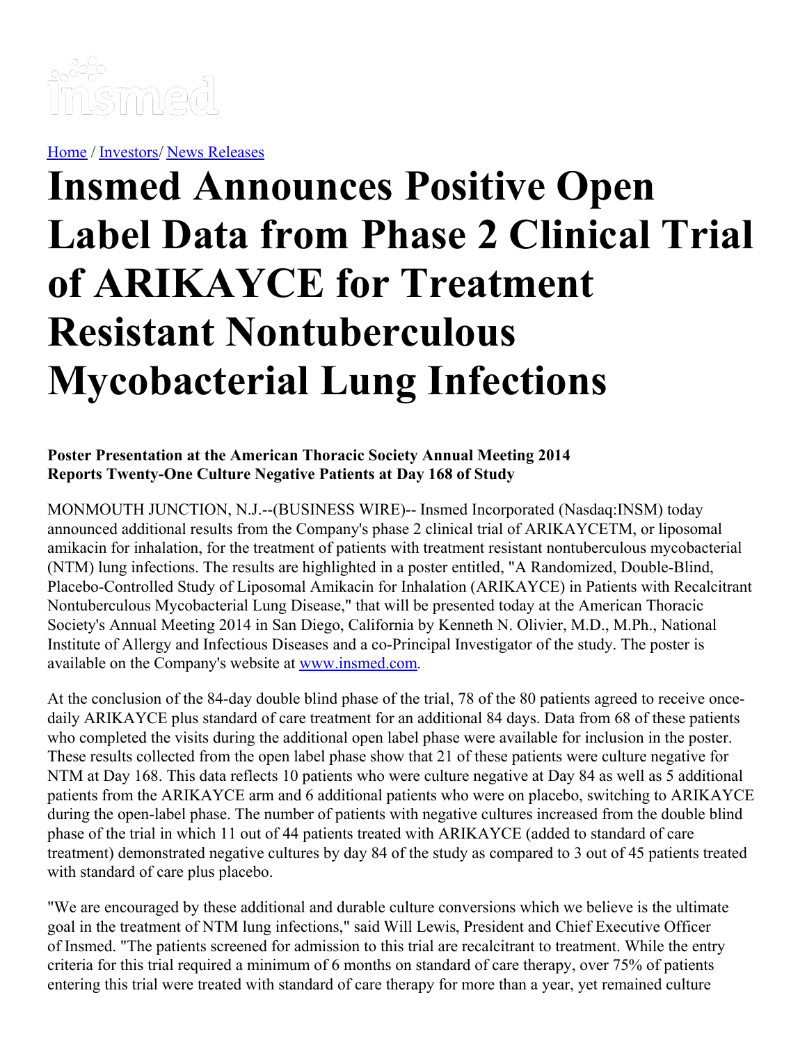[Home](#) / [Investors](#)/ [News Releases](#)

# Insmed Announces Positive Open Label Data from Phase 2 Clinical Trial of ARIKAYCE for Treatment Resistant Nontuberculous Mycobacterial Lung Infections

**Poster Presentation at the American Thoracic Society Annual Meeting 2014**
**Reports Twenty-One Culture Negative Patients at Day 168 of Study**

MONMOUTH JUNCTION, N.J.--(BUSINESS WIRE)-- Insmed Incorporated (Nasdaq:INSM) today announced additional results from the Company's phase 2 clinical trial of ARIKAYCETM, or liposomal amikacin for inhalation, for the treatment of patients with treatment resistant nontuberculous mycobacterial (NTM) lung infections. The results are highlighted in a poster entitled, "A Randomized, Double-Blind, Placebo-Controlled Study of Liposomal Amikacin for Inhalation (ARIKAYCE) in Patients with Recalcitrant Nontuberculous Mycobacterial Lung Disease," that will be presented today at the American Thoracic Society's Annual Meeting 2014 in San Diego, California by Kenneth N. Olivier, M.D., M.Ph., National Institute of Allergy and Infectious Diseases and a co-Principal Investigator of the study. The poster is available on the Company's website at [www.insmed.com](http://www.insmed.com).

At the conclusion of the 84-day double blind phase of the trial, 78 of the 80 patients agreed to receive once-daily ARIKAYCE plus standard of care treatment for an additional 84 days. Data from 68 of these patients who completed the visits during the additional open label phase were available for inclusion in the poster. These results collected from the open label phase show that 21 of these patients were culture negative for NTM at Day 168. This data reflects 10 patients who were culture negative at Day 84 as well as 5 additional patients from the ARIKAYCE arm and 6 additional patients who were on placebo, switching to ARIKAYCE during the open-label phase. The number of patients with negative cultures increased from the double blind phase of the trial in which 11 out of 44 patients treated with ARIKAYCE (added to standard of care treatment) demonstrated negative cultures by day 84 of the study as compared to 3 out of 45 patients treated with standard of care plus placebo.

"We are encouraged by these additional and durable culture conversions which we believe is the ultimate goal in the treatment of NTM lung infections," said Will Lewis, President and Chief Executive Officer of Insmed. "The patients screened for admission to this trial are recalcitrant to treatment. While the entry criteria for this trial required a minimum of 6 months on standard of care therapy, over 75% of patients entering this trial were treated with standard of care therapy for more than a year, yet remained culture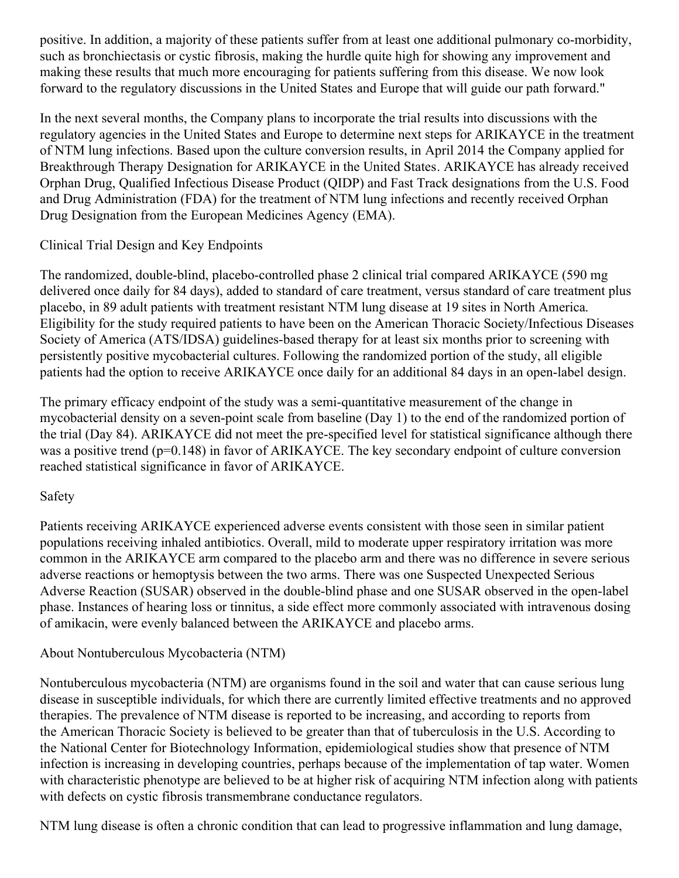positive. In addition, a majority of these patients suffer from at least one additional pulmonary co-morbidity, such as bronchiectasis or cystic fibrosis, making the hurdle quite high for showing any improvement and making these results that much more encouraging for patients suffering from this disease. We now look forward to the regulatory discussions in the United States and Europe that will guide our path forward."

In the next several months, the Company plans to incorporate the trial results into discussions with the regulatory agencies in the United States and Europe to determine next steps for ARIKAYCE in the treatment of NTM lung infections. Based upon the culture conversion results, in April 2014 the Company applied for Breakthrough Therapy Designation for ARIKAYCE in the United States. ARIKAYCE has already received Orphan Drug, Qualified Infectious Disease Product (QIDP) and Fast Track designations from the U.S. Food and Drug Administration (FDA) for the treatment of NTM lung infections and recently received Orphan Drug Designation from the European Medicines Agency (EMA).

## Clinical Trial Design and Key Endpoints

The randomized, double-blind, placebo-controlled phase 2 clinical trial compared ARIKAYCE (590 mg delivered once daily for 84 days), added to standard of care treatment, versus standard of care treatment plus placebo, in 89 adult patients with treatment resistant NTM lung disease at 19 sites in North America. Eligibility for the study required patients to have been on the American Thoracic Society/Infectious Diseases Society of America (ATS/IDSA) guidelines-based therapy for at least six months prior to screening with persistently positive mycobacterial cultures. Following the randomized portion of the study, all eligible patients had the option to receive ARIKAYCE once daily for an additional 84 days in an open-label design.

The primary efficacy endpoint of the study was a semi-quantitative measurement of the change in mycobacterial density on a seven-point scale from baseline (Day 1) to the end of the randomized portion of the trial (Day 84). ARIKAYCE did not meet the pre-specified level for statistical significance although there was a positive trend ($p=0.148$) in favor of ARIKAYCE. The key secondary endpoint of culture conversion reached statistical significance in favor of ARIKAYCE.

## Safety

Patients receiving ARIKAYCE experienced adverse events consistent with those seen in similar patient populations receiving inhaled antibiotics. Overall, mild to moderate upper respiratory irritation was more common in the ARIKAYCE arm compared to the placebo arm and there was no difference in severe serious adverse reactions or hemoptysis between the two arms. There was one Suspected Unexpected Serious Adverse Reaction (SUSAR) observed in the double-blind phase and one SUSAR observed in the open-label phase. Instances of hearing loss or tinnitus, a side effect more commonly associated with intravenous dosing of amikacin, were evenly balanced between the ARIKAYCE and placebo arms.

## About Nontuberculous Mycobacteria (NTM)

Nontuberculous mycobacteria (NTM) are organisms found in the soil and water that can cause serious lung disease in susceptible individuals, for which there are currently limited effective treatments and no approved therapies. The prevalence of NTM disease is reported to be increasing, and according to reports from the American Thoracic Society is believed to be greater than that of tuberculosis in the U.S. According to the National Center for Biotechnology Information, epidemiological studies show that presence of NTM infection is increasing in developing countries, perhaps because of the implementation of tap water. Women with characteristic phenotype are believed to be at higher risk of acquiring NTM infection along with patients with defects on cystic fibrosis transmembrane conductance regulators.

NTM lung disease is often a chronic condition that can lead to progressive inflammation and lung damage,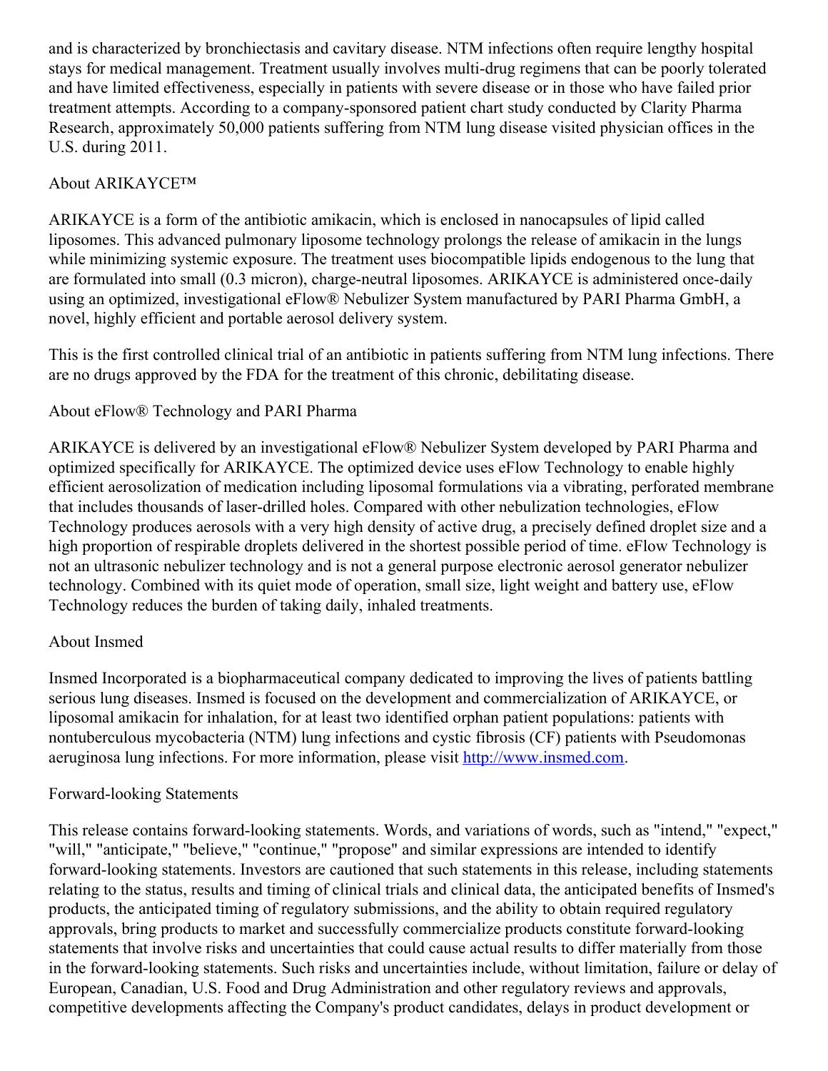and is characterized by bronchiectasis and cavitary disease. NTM infections often require lengthy hospital stays for medical management. Treatment usually involves multi-drug regimens that can be poorly tolerated and have limited effectiveness, especially in patients with severe disease or in those who have failed prior treatment attempts. According to a company-sponsored patient chart study conducted by Clarity Pharma Research, approximately 50,000 patients suffering from NTM lung disease visited physician offices in the U.S. during 2011.

## About ARIKAYCE™

ARIKAYCE is a form of the antibiotic amikacin, which is enclosed in nanocapsules of lipid called liposomes. This advanced pulmonary liposome technology prolongs the release of amikacin in the lungs while minimizing systemic exposure. The treatment uses biocompatible lipids endogenous to the lung that are formulated into small (0.3 micron), charge-neutral liposomes. ARIKAYCE is administered once-daily using an optimized, investigational eFlow® Nebulizer System manufactured by PARI Pharma GmbH, a novel, highly efficient and portable aerosol delivery system.

This is the first controlled clinical trial of an antibiotic in patients suffering from NTM lung infections. There are no drugs approved by the FDA for the treatment of this chronic, debilitating disease.

## About eFlow® Technology and PARI Pharma

ARIKAYCE is delivered by an investigational eFlow® Nebulizer System developed by PARI Pharma and optimized specifically for ARIKAYCE. The optimized device uses eFlow Technology to enable highly efficient aerosolization of medication including liposomal formulations via a vibrating, perforated membrane that includes thousands of laser-drilled holes. Compared with other nebulization technologies, eFlow Technology produces aerosols with a very high density of active drug, a precisely defined droplet size and a high proportion of respirable droplets delivered in the shortest possible period of time. eFlow Technology is not an ultrasonic nebulizer technology and is not a general purpose electronic aerosol generator nebulizer technology. Combined with its quiet mode of operation, small size, light weight and battery use, eFlow Technology reduces the burden of taking daily, inhaled treatments.

## About Insmed

Insmed Incorporated is a biopharmaceutical company dedicated to improving the lives of patients battling serious lung diseases. Insmed is focused on the development and commercialization of ARIKAYCE, or liposomal amikacin for inhalation, for at least two identified orphan patient populations: patients with nontuberculous mycobacteria (NTM) lung infections and cystic fibrosis (CF) patients with Pseudomonas aeruginosa lung infections. For more information, please visit [http://www.insmed.com](http://www.insmed.com).

## Forward-looking Statements

This release contains forward-looking statements. Words, and variations of words, such as "intend," "expect," "will," "anticipate," "believe," "continue," "propose" and similar expressions are intended to identify forward-looking statements. Investors are cautioned that such statements in this release, including statements relating to the status, results and timing of clinical trials and clinical data, the anticipated benefits of Insmed's products, the anticipated timing of regulatory submissions, and the ability to obtain required regulatory approvals, bring products to market and successfully commercialize products constitute forward-looking statements that involve risks and uncertainties that could cause actual results to differ materially from those in the forward-looking statements. Such risks and uncertainties include, without limitation, failure or delay of European, Canadian, U.S. Food and Drug Administration and other regulatory reviews and approvals, competitive developments affecting the Company's product candidates, delays in product development or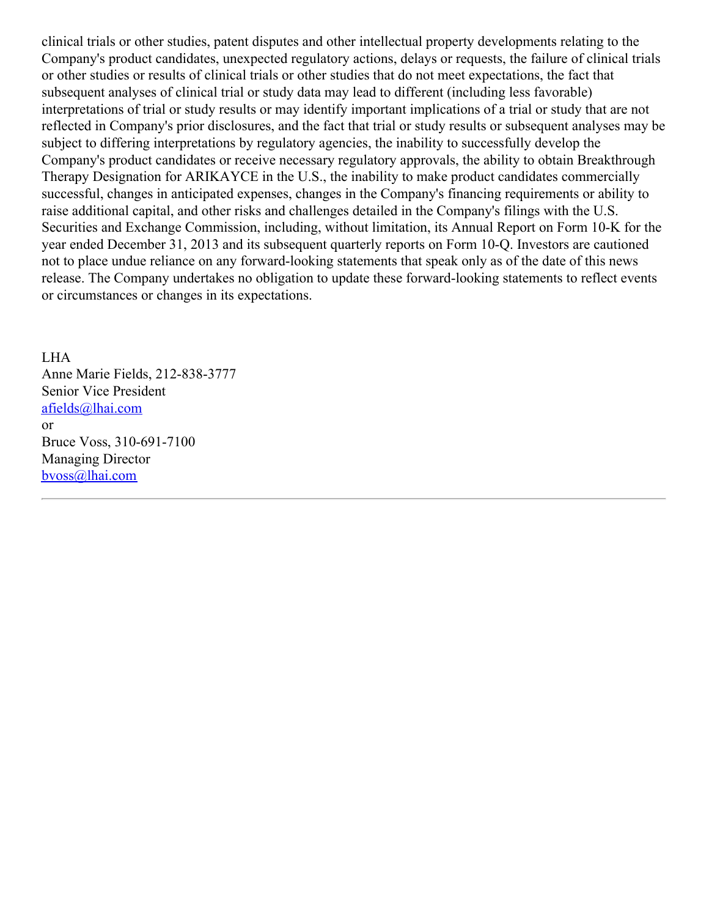clinical trials or other studies, patent disputes and other intellectual property developments relating to the Company's product candidates, unexpected regulatory actions, delays or requests, the failure of clinical trials or other studies or results of clinical trials or other studies that do not meet expectations, the fact that subsequent analyses of clinical trial or study data may lead to different (including less favorable) interpretations of trial or study results or may identify important implications of a trial or study that are not reflected in Company's prior disclosures, and the fact that trial or study results or subsequent analyses may be subject to differing interpretations by regulatory agencies, the inability to successfully develop the Company's product candidates or receive necessary regulatory approvals, the ability to obtain Breakthrough Therapy Designation for ARIKAYCE in the U.S., the inability to make product candidates commercially successful, changes in anticipated expenses, changes in the Company's financing requirements or ability to raise additional capital, and other risks and challenges detailed in the Company's filings with the U.S. Securities and Exchange Commission, including, without limitation, its Annual Report on Form 10-K for the year ended December 31, 2013 and its subsequent quarterly reports on Form 10-Q. Investors are cautioned not to place undue reliance on any forward-looking statements that speak only as of the date of this news release. The Company undertakes no obligation to update these forward-looking statements to reflect events or circumstances or changes in its expectations.

LHA
Anne Marie Fields, 212-838-3777
Senior Vice President
afields@lhai.com
or
Bruce Voss, 310-691-7100
Managing Director
bvoss@lhai.com

---